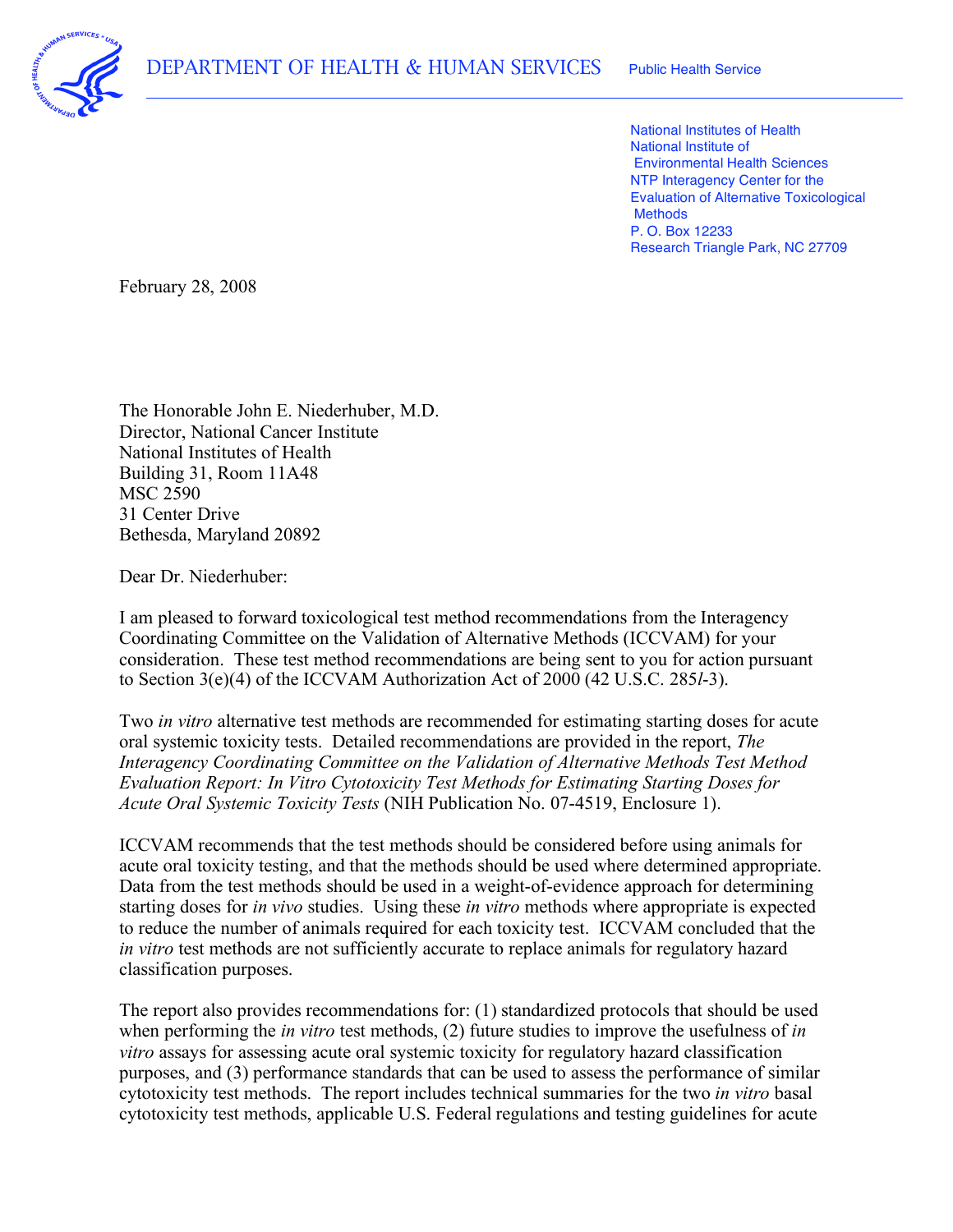DEPARTMENT OF HEALTH & HUMAN SERVICES Public Health Service

National Institutes of Health
National Institute of
Environmental Health Sciences
NTP Interagency Center for the
Evaluation of Alternative Toxicological
Methods
P. O. Box 12233
Research Triangle Park, NC 27709

February 28, 2008

The Honorable John E. Niederhuber, M.D.
Director, National Cancer Institute
National Institutes of Health
Building 31, Room 11A48
MSC 2590
31 Center Drive
Bethesda, Maryland 20892

Dear Dr. Niederhuber:

I am pleased to forward toxicological test method recommendations from the Interagency Coordinating Committee on the Validation of Alternative Methods (ICCVAM) for your consideration. These test method recommendations are being sent to you for action pursuant to Section 3(e)(4) of the ICCVAM Authorization Act of 2000 (42 U.S.C. 285*l*-3).

Two *in vitro* alternative test methods are recommended for estimating starting doses for acute oral systemic toxicity tests. Detailed recommendations are provided in the report, *The Interagency Coordinating Committee on the Validation of Alternative Methods Test Method Evaluation Report: In Vitro Cytotoxicity Test Methods for Estimating Starting Doses for Acute Oral Systemic Toxicity Tests* (NIH Publication No. 07-4519, Enclosure 1).

ICCVAM recommends that the test methods should be considered before using animals for acute oral toxicity testing, and that the methods should be used where determined appropriate. Data from the test methods should be used in a weight-of-evidence approach for determining starting doses for *in vivo* studies. Using these *in vitro* methods where appropriate is expected to reduce the number of animals required for each toxicity test. ICCVAM concluded that the *in vitro* test methods are not sufficiently accurate to replace animals for regulatory hazard classification purposes.

The report also provides recommendations for: (1) standardized protocols that should be used when performing the *in vitro* test methods, (2) future studies to improve the usefulness of *in vitro* assays for assessing acute oral systemic toxicity for regulatory hazard classification purposes, and (3) performance standards that can be used to assess the performance of similar cytotoxicity test methods. The report includes technical summaries for the two *in vitro* basal cytotoxicity test methods, applicable U.S. Federal regulations and testing guidelines for acute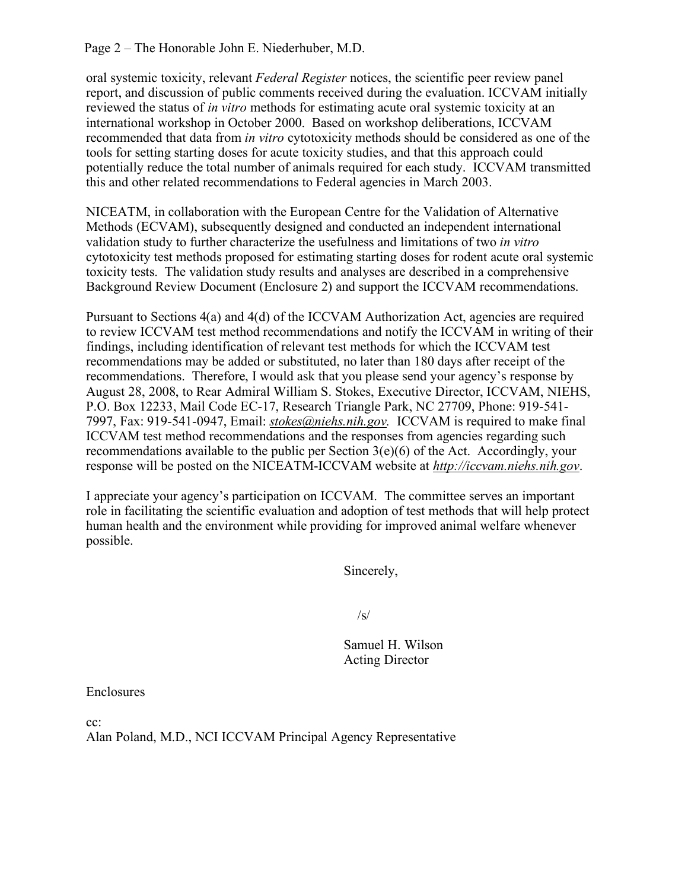oral systemic toxicity, relevant *Federal Register* notices, the scientific peer review panel report, and discussion of public comments received during the evaluation. ICCVAM initially reviewed the status of *in vitro* methods for estimating acute oral systemic toxicity at an international workshop in October 2000. Based on workshop deliberations, ICCVAM recommended that data from *in vitro* cytotoxicity methods should be considered as one of the tools for setting starting doses for acute toxicity studies, and that this approach could potentially reduce the total number of animals required for each study. ICCVAM transmitted this and other related recommendations to Federal agencies in March 2003.

NICEATM, in collaboration with the European Centre for the Validation of Alternative Methods (ECVAM), subsequently designed and conducted an independent international validation study to further characterize the usefulness and limitations of two *in vitro* cytotoxicity test methods proposed for estimating starting doses for rodent acute oral systemic toxicity tests. The validation study results and analyses are described in a comprehensive Background Review Document (Enclosure 2) and support the ICCVAM recommendations.

Pursuant to Sections 4(a) and 4(d) of the ICCVAM Authorization Act, agencies are required to review ICCVAM test method recommendations and notify the ICCVAM in writing of their findings, including identification of relevant test methods for which the ICCVAM test recommendations may be added or substituted, no later than 180 days after receipt of the recommendations. Therefore, I would ask that you please send your agency's response by August 28, 2008, to Rear Admiral William S. Stokes, Executive Director, ICCVAM, NIEHS, P.O. Box 12233, Mail Code EC-17, Research Triangle Park, NC 27709, Phone: 919-541-7997, Fax: 919-541-0947, Email: *stokes@niehs.nih.gov.* ICCVAM is required to make final ICCVAM test method recommendations and the responses from agencies regarding such recommendations available to the public per Section 3(e)(6) of the Act. Accordingly, your response will be posted on the NICEATM-ICCVAM website at *http://iccvam.niehs.nih.gov*.

I appreciate your agency's participation on ICCVAM. The committee serves an important role in facilitating the scientific evaluation and adoption of test methods that will help protect human health and the environment while providing for improved animal welfare whenever possible.

Sincerely,

/s/

Samuel H. Wilson
Acting Director

Enclosures

cc:
Alan Poland, M.D., NCI ICCVAM Principal Agency Representative